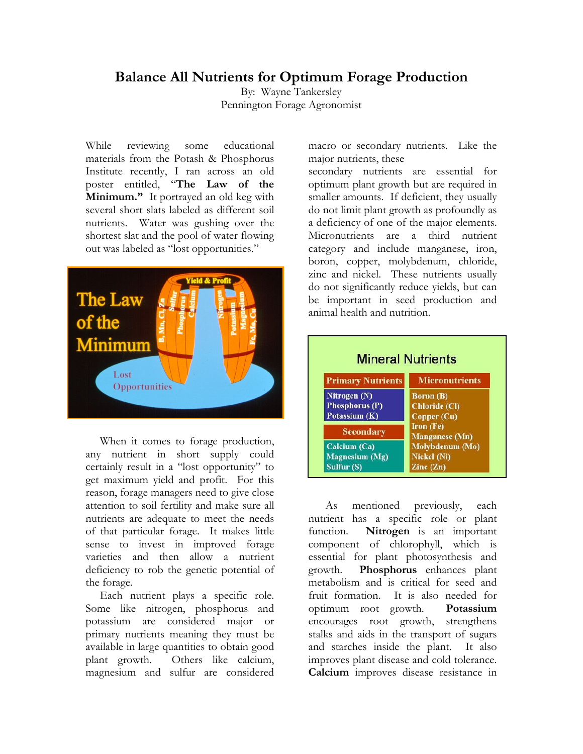# Balance All Nutrients for Optimum Forage Production

By: Wayne Tankersley
Pennington Forage Agronomist

While reviewing some educational materials from the Potash & Phosphorus Institute recently, I ran across an old poster entitled, "**The Law of the Minimum.**" It portrayed an old keg with several short slats labeled as different soil nutrients. Water was gushing over the shortest slat and the pool of water flowing out was labeled as "lost opportunities."

When it comes to forage production, any nutrient in short supply could certainly result in a "lost opportunity" to get maximum yield and profit. For this reason, forage managers need to give close attention to soil fertility and make sure all nutrients are adequate to meet the needs of that particular forage. It makes little sense to invest in improved forage varieties and then allow a nutrient deficiency to rob the genetic potential of the forage.

Each nutrient plays a specific role. Some like nitrogen, phosphorus and potassium are considered major or primary nutrients meaning they must be available in large quantities to obtain good plant growth. Others like calcium, magnesium and sulfur are considered macro or secondary nutrients. Like the major nutrients, these secondary nutrients are essential for optimum plant growth but are required in smaller amounts. If deficient, they usually do not limit plant growth as profoundly as a deficiency of one of the major elements. Micronutrients are a third nutrient category and include manganese, iron, boron, copper, molybdenum, chloride, zinc and nickel. These nutrients usually do not significantly reduce yields, but can be important in seed production and animal health and nutrition.

**Mineral Nutrients**

| Primary Nutrients | Micronutrients |
|---|---|
| Nitrogen (N) | Boron (B) |
| Phosphorus (P) | Chloride (Cl) |
| Potassium (K) | Copper (Cu) |
| **Secondary** | Iron (Fe) |
| Calcium (Ca) | Manganese (Mn) |
| Magnesium (Mg) | Molybdenum (Mo) |
| Sulfur (S) | Nickel (Ni) |
| | Zinc (Zn) |

As mentioned previously, each nutrient has a specific role or plant function. **Nitrogen** is an important component of chlorophyll, which is essential for plant photosynthesis and growth. **Phosphorus** enhances plant metabolism and is critical for seed and fruit formation. It is also needed for optimum root growth. **Potassium** encourages root growth, strengthens stalks and aids in the transport of sugars and starches inside the plant. It also improves plant disease and cold tolerance. **Calcium** improves disease resistance in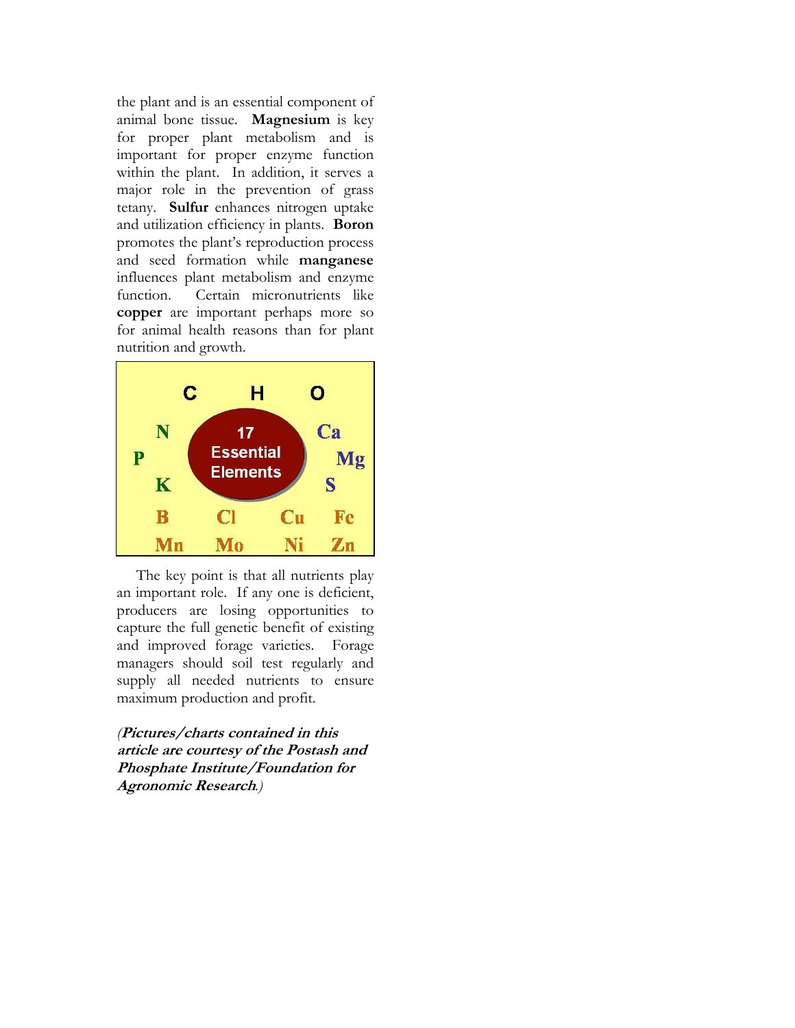the plant and is an essential component of animal bone tissue. **Magnesium** is key for proper plant metabolism and is important for proper enzyme function within the plant. In addition, it serves a major role in the prevention of grass tetany. **Sulfur** enhances nitrogen uptake and utilization efficiency in plants. **Boron** promotes the plant's reproduction process and seed formation while **manganese** influences plant metabolism and enzyme function. Certain micronutrients like **copper** are important perhaps more so for animal health reasons than for plant nutrition and growth.

C H O

N P K

17 Essential Elements

Ca Mg S

B Cl Cu Fe

Mn Mo Ni Zn

The key point is that all nutrients play an important role. If any one is deficient, producers are losing opportunities to capture the full genetic benefit of existing and improved forage varieties. Forage managers should soil test regularly and supply all needed nutrients to ensure maximum production and profit.

***(Pictures/charts contained in this article are courtesy of the Postash and Phosphate Institute/Foundation for Agronomic Research*.)**